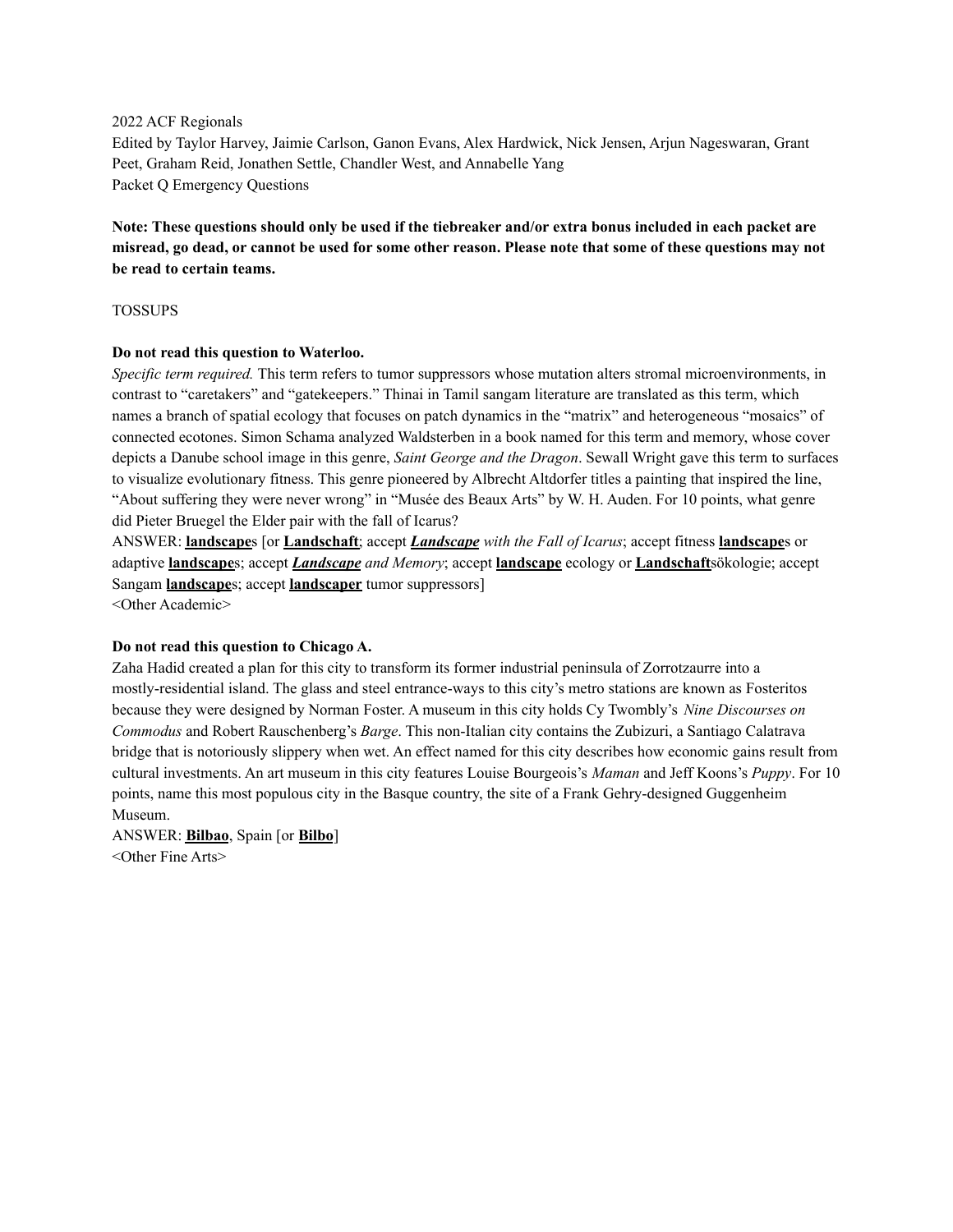2022 ACF Regionals

Edited by Taylor Harvey, Jaimie Carlson, Ganon Evans, Alex Hardwick, Nick Jensen, Arjun Nageswaran, Grant Peet, Graham Reid, Jonathen Settle, Chandler West, and Annabelle Yang

Packet Q Emergency Questions

**Note: These questions should only be used if the tiebreaker and/or extra bonus included in each packet are misread, go dead, or cannot be used for some other reason. Please note that some of these questions may not be read to certain teams.**

TOSSUPS

**Do not read this question to Waterloo.**

*Specific term required.* This term refers to tumor suppressors whose mutation alters stromal microenvironments, in contrast to "caretakers" and "gatekeepers." Thinai in Tamil sangam literature are translated as this term, which names a branch of spatial ecology that focuses on patch dynamics in the "matrix" and heterogeneous "mosaics" of connected ecotones. Simon Schama analyzed Waldsterben in a book named for this term and memory, whose cover depicts a Danube school image in this genre, *Saint George and the Dragon*. Sewall Wright gave this term to surfaces to visualize evolutionary fitness. This genre pioneered by Albrecht Altdorfer titles a painting that inspired the line, "About suffering they were never wrong" in "Musée des Beaux Arts" by W. H. Auden. For 10 points, what genre did Pieter Bruegel the Elder pair with the fall of Icarus?

ANSWER: **landscape**s [or **Landschaft**; accept ***Landscape** with the Fall of Icarus*; accept fitness **landscape**s or adaptive **landscape**s; accept ***Landscape** and Memory*; accept **landscape** ecology or **Landschaft**sökologie; accept Sangam **landscape**s; accept **landscaper** tumor suppressors]

<Other Academic>

**Do not read this question to Chicago A.**

Zaha Hadid created a plan for this city to transform its former industrial peninsula of Zorrotzaurre into a mostly-residential island. The glass and steel entrance-ways to this city's metro stations are known as Fosteritos because they were designed by Norman Foster. A museum in this city holds Cy Twombly's *Nine Discourses on Commodus* and Robert Rauschenberg's *Barge*. This non-Italian city contains the Zubizuri, a Santiago Calatrava bridge that is notoriously slippery when wet. An effect named for this city describes how economic gains result from cultural investments. An art museum in this city features Louise Bourgeois's *Maman* and Jeff Koons's *Puppy*. For 10 points, name this most populous city in the Basque country, the site of a Frank Gehry-designed Guggenheim Museum.

ANSWER: **Bilbao**, Spain [or **Bilbo**]

<Other Fine Arts>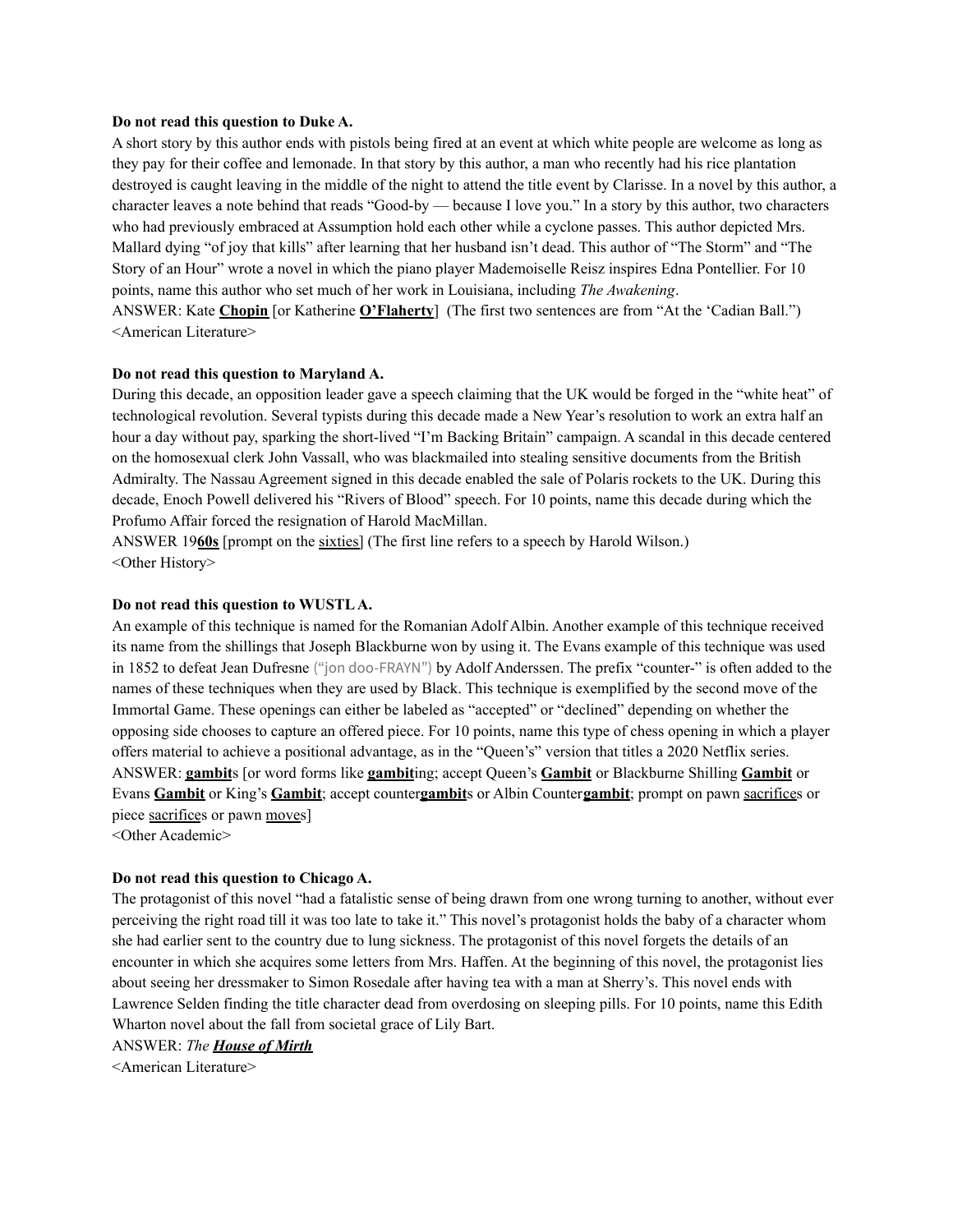**Do not read this question to Duke A.**

A short story by this author ends with pistols being fired at an event at which white people are welcome as long as they pay for their coffee and lemonade. In that story by this author, a man who recently had his rice plantation destroyed is caught leaving in the middle of the night to attend the title event by Clarisse. In a novel by this author, a character leaves a note behind that reads "Good-by — because I love you." In a story by this author, two characters who had previously embraced at Assumption hold each other while a cyclone passes. This author depicted Mrs. Mallard dying "of joy that kills" after learning that her husband isn't dead. This author of "The Storm" and "The Story of an Hour" wrote a novel in which the piano player Mademoiselle Reisz inspires Edna Pontellier. For 10 points, name this author who set much of her work in Louisiana, including *The Awakening*.

ANSWER: Kate **Chopin** [or Katherine **O'Flaherty**] (The first two sentences are from "At the 'Cadian Ball.")

<American Literature>

**Do not read this question to Maryland A.**

During this decade, an opposition leader gave a speech claiming that the UK would be forged in the "white heat" of technological revolution. Several typists during this decade made a New Year's resolution to work an extra half an hour a day without pay, sparking the short-lived "I'm Backing Britain" campaign. A scandal in this decade centered on the homosexual clerk John Vassall, who was blackmailed into stealing sensitive documents from the British Admiralty. The Nassau Agreement signed in this decade enabled the sale of Polaris rockets to the UK. During this decade, Enoch Powell delivered his "Rivers of Blood" speech. For 10 points, name this decade during which the Profumo Affair forced the resignation of Harold MacMillan.

ANSWER 19**60s** [prompt on the sixties] (The first line refers to a speech by Harold Wilson.)

<Other History>

**Do not read this question to WUSTL A.**

An example of this technique is named for the Romanian Adolf Albin. Another example of this technique received its name from the shillings that Joseph Blackburne won by using it. The Evans example of this technique was used in 1852 to defeat Jean Dufresne ("jon doo-FRAYN") by Adolf Anderssen. The prefix "counter-" is often added to the names of these techniques when they are used by Black. This technique is exemplified by the second move of the Immortal Game. These openings can either be labeled as "accepted" or "declined" depending on whether the opposing side chooses to capture an offered piece. For 10 points, name this type of chess opening in which a player offers material to achieve a positional advantage, as in the "Queen's" version that titles a 2020 Netflix series.

ANSWER: **gambit**s [or word forms like **gambit**ing; accept Queen's **Gambit** or Blackburne Shilling **Gambit** or Evans **Gambit** or King's **Gambit**; accept counter**gambit**s or Albin Counter**gambit**; prompt on pawn sacrifices or piece sacrifices or pawn moves]

<Other Academic>

**Do not read this question to Chicago A.**

The protagonist of this novel "had a fatalistic sense of being drawn from one wrong turning to another, without ever perceiving the right road till it was too late to take it." This novel's protagonist holds the baby of a character whom she had earlier sent to the country due to lung sickness. The protagonist of this novel forgets the details of an encounter in which she acquires some letters from Mrs. Haffen. At the beginning of this novel, the protagonist lies about seeing her dressmaker to Simon Rosedale after having tea with a man at Sherry's. This novel ends with Lawrence Selden finding the title character dead from overdosing on sleeping pills. For 10 points, name this Edith Wharton novel about the fall from societal grace of Lily Bart.

ANSWER: *The **House of Mirth***

<American Literature>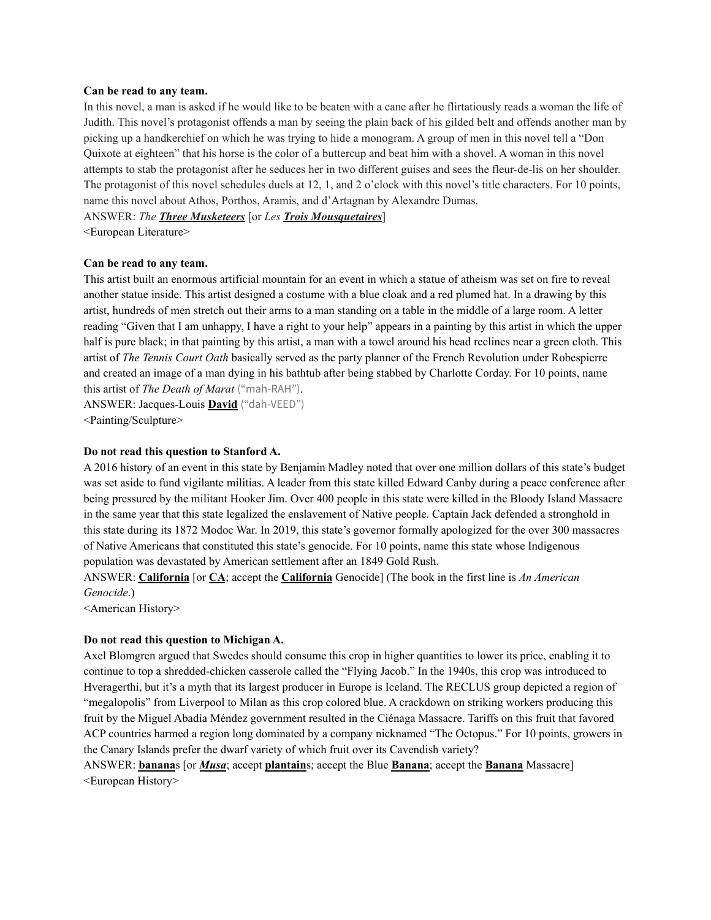**Can be read to any team.**

In this novel, a man is asked if he would like to be beaten with a cane after he flirtatiously reads a woman the life of Judith. This novel's protagonist offends a man by seeing the plain back of his gilded belt and offends another man by picking up a handkerchief on which he was trying to hide a monogram. A group of men in this novel tell a "Don Quixote at eighteen" that his horse is the color of a buttercup and beat him with a shovel. A woman in this novel attempts to stab the protagonist after he seduces her in two different guises and sees the fleur-de-lis on her shoulder. The protagonist of this novel schedules duels at 12, 1, and 2 o'clock with this novel's title characters. For 10 points, name this novel about Athos, Porthos, Aramis, and d'Artagnan by Alexandre Dumas.

ANSWER: *The* ***Three Musketeers*** [or *Les* ***Trois Mousquetaires***]

<European Literature>

**Can be read to any team.**

This artist built an enormous artificial mountain for an event in which a statue of atheism was set on fire to reveal another statue inside. This artist designed a costume with a blue cloak and a red plumed hat. In a drawing by this artist, hundreds of men stretch out their arms to a man standing on a table in the middle of a large room. A letter reading "Given that I am unhappy, I have a right to your help" appears in a painting by this artist in which the upper half is pure black; in that painting by this artist, a man with a towel around his head reclines near a green cloth. This artist of *The Tennis Court Oath* basically served as the party planner of the French Revolution under Robespierre and created an image of a man dying in his bathtub after being stabbed by Charlotte Corday. For 10 points, name this artist of *The Death of Marat* ("mah-RAH").

ANSWER: Jacques-Louis **David** ("dah-VEED")

<Painting/Sculpture>

**Do not read this question to Stanford A.**

A 2016 history of an event in this state by Benjamin Madley noted that over one million dollars of this state's budget was set aside to fund vigilante militias. A leader from this state killed Edward Canby during a peace conference after being pressured by the militant Hooker Jim. Over 400 people in this state were killed in the Bloody Island Massacre in the same year that this state legalized the enslavement of Native people. Captain Jack defended a stronghold in this state during its 1872 Modoc War. In 2019, this state's governor formally apologized for the over 300 massacres of Native Americans that constituted this state's genocide. For 10 points, name this state whose Indigenous population was devastated by American settlement after an 1849 Gold Rush.

ANSWER: **California** [or **CA**; accept the **California** Genocide] (The book in the first line is *An American Genocide*.)

<American History>

**Do not read this question to Michigan A.**

Axel Blomgren argued that Swedes should consume this crop in higher quantities to lower its price, enabling it to continue to top a shredded-chicken casserole called the "Flying Jacob." In the 1940s, this crop was introduced to Hveragerthi, but it's a myth that its largest producer in Europe is Iceland. The RECLUS group depicted a region of "megalopolis" from Liverpool to Milan as this crop colored blue. A crackdown on striking workers producing this fruit by the Miguel Abadía Méndez government resulted in the Ciénaga Massacre. Tariffs on this fruit that favored ACP countries harmed a region long dominated by a company nicknamed "The Octopus." For 10 points, growers in the Canary Islands prefer the dwarf variety of which fruit over its Cavendish variety?

ANSWER: **banana**s [or ***Musa***; accept **plantain**s; accept the Blue **Banana**; accept the **Banana** Massacre]

<European History>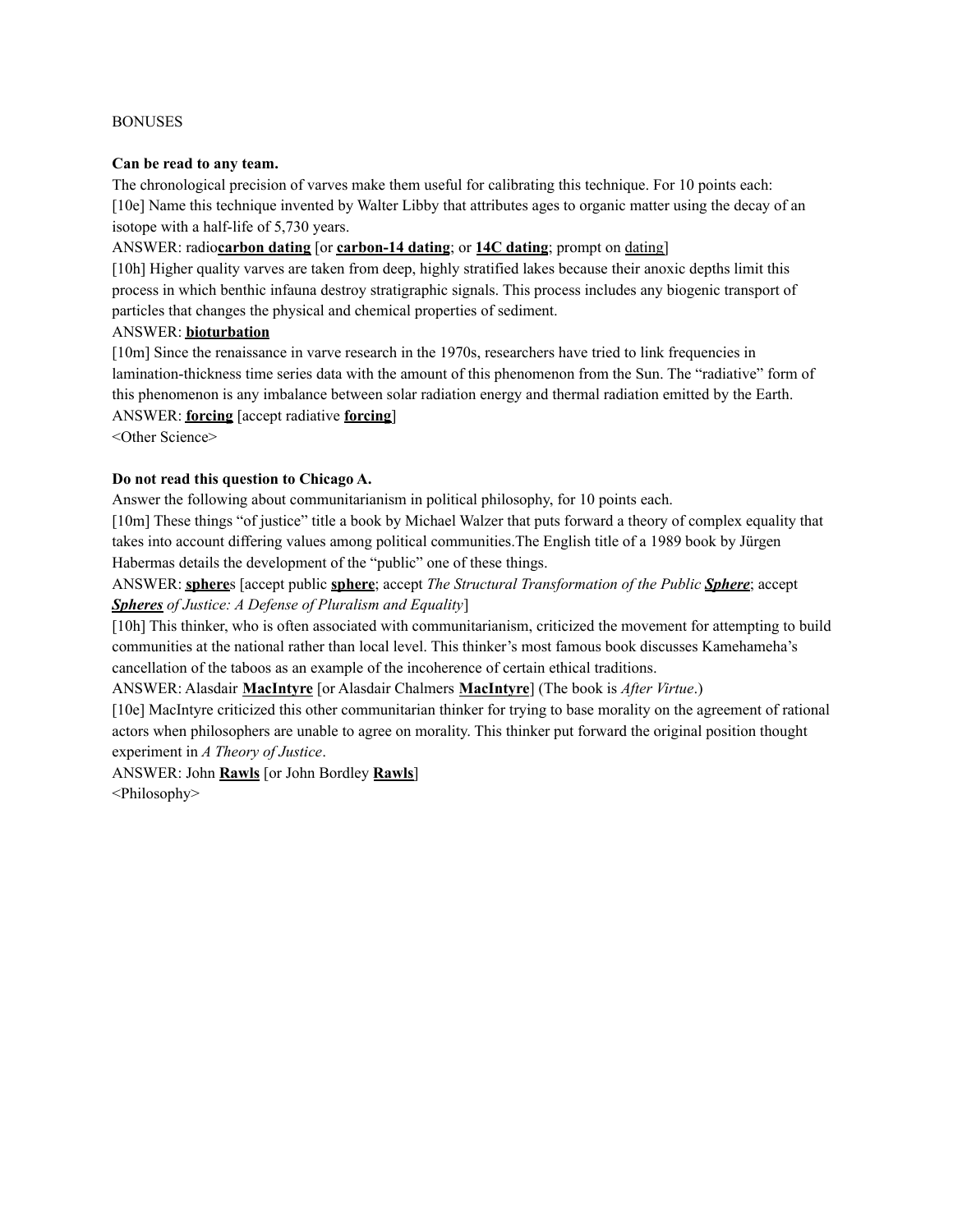BONUSES

**Can be read to any team.**

The chronological precision of varves make them useful for calibrating this technique. For 10 points each:

[10e] Name this technique invented by Walter Libby that attributes ages to organic matter using the decay of an isotope with a half-life of 5,730 years.

ANSWER: radio**carbon dating** [or **carbon-14 dating**; or **14C dating**; prompt on dating]

[10h] Higher quality varves are taken from deep, highly stratified lakes because their anoxic depths limit this process in which benthic infauna destroy stratigraphic signals. This process includes any biogenic transport of particles that changes the physical and chemical properties of sediment.

ANSWER: **bioturbation**

[10m] Since the renaissance in varve research in the 1970s, researchers have tried to link frequencies in lamination-thickness time series data with the amount of this phenomenon from the Sun. The "radiative" form of this phenomenon is any imbalance between solar radiation energy and thermal radiation emitted by the Earth.

ANSWER: **forcing** [accept radiative **forcing**]

<Other Science>

**Do not read this question to Chicago A.**

Answer the following about communitarianism in political philosophy, for 10 points each.

[10m] These things "of justice" title a book by Michael Walzer that puts forward a theory of complex equality that takes into account differing values among political communities.The English title of a 1989 book by Jürgen Habermas details the development of the "public" one of these things.

ANSWER: **sphere**s [accept public **sphere**; accept *The Structural Transformation of the Public* ***Sphere***; accept ***Spheres*** *of Justice: A Defense of Pluralism and Equality*]

[10h] This thinker, who is often associated with communitarianism, criticized the movement for attempting to build communities at the national rather than local level. This thinker's most famous book discusses Kamehameha's cancellation of the taboos as an example of the incoherence of certain ethical traditions.

ANSWER: Alasdair **MacIntyre** [or Alasdair Chalmers **MacIntyre**] (The book is *After Virtue*.)

[10e] MacIntyre criticized this other communitarian thinker for trying to base morality on the agreement of rational actors when philosophers are unable to agree on morality. This thinker put forward the original position thought experiment in *A Theory of Justice*.

ANSWER: John **Rawls** [or John Bordley **Rawls**]

<Philosophy>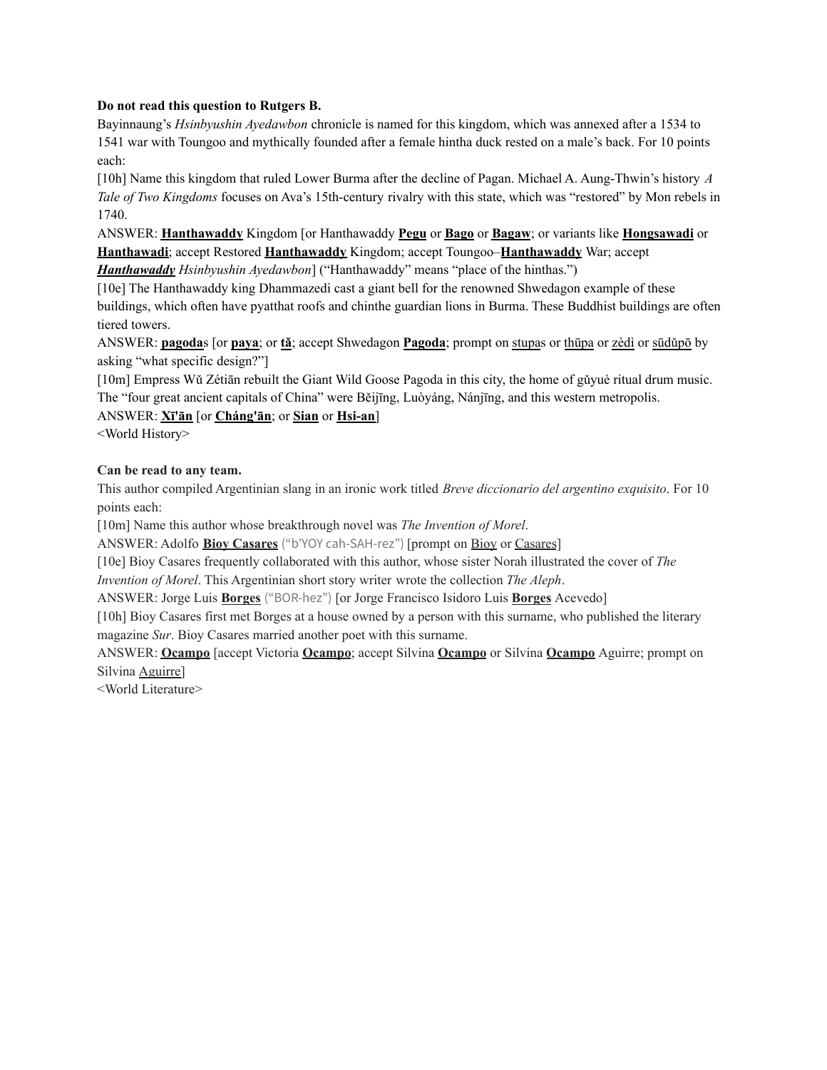**Do not read this question to Rutgers B.**

Bayinnaung's *Hsinbyushin Ayedawbon* chronicle is named for this kingdom, which was annexed after a 1534 to 1541 war with Toungoo and mythically founded after a female hintha duck rested on a male's back. For 10 points each:

[10h] Name this kingdom that ruled Lower Burma after the decline of Pagan. Michael A. Aung-Thwin's history *A Tale of Two Kingdoms* focuses on Ava's 15th-century rivalry with this state, which was "restored" by Mon rebels in 1740.

ANSWER: **Hanthawaddy** Kingdom [or Hanthawaddy **Pegu** or **Bago** or **Bagaw**; or variants like **Hongsawadi** or **Hanthawadi**; accept Restored **Hanthawaddy** Kingdom; accept Toungoo–**Hanthawaddy** War; accept ***Hanthawaddy*** *Hsinbyushin Ayedawbon*] ("Hanthawaddy" means "place of the hinthas.")

[10e] The Hanthawaddy king Dhammazedi cast a giant bell for the renowned Shwedagon example of these buildings, which often have pyatthat roofs and chinthe guardian lions in Burma. These Buddhist buildings are often tiered towers.

ANSWER: **pagoda**s [or **paya**; or **tǎ**; accept Shwedagon **Pagoda**; prompt on stupas or thūpa or zèdì or sūdǔpō by asking "what specific design?"]

[10m] Empress Wǔ Zétiān rebuilt the Giant Wild Goose Pagoda in this city, the home of gǔyuè ritual drum music. The "four great ancient capitals of China" were Běijīng, Luòyáng, Nánjīng, and this western metropolis.

ANSWER: **Xī'ān** [or **Cháng'ān**; or **Sian** or **Hsi-an**]

<World History>

**Can be read to any team.**

This author compiled Argentinian slang in an ironic work titled *Breve diccionario del argentino exquisito*. For 10 points each:

[10m] Name this author whose breakthrough novel was *The Invention of Morel*.

ANSWER: Adolfo **Bioy Casares** ("b'YOY cah-SAH-rez") [prompt on Bioy or Casares]

[10e] Bioy Casares frequently collaborated with this author, whose sister Norah illustrated the cover of *The Invention of Morel*. This Argentinian short story writer wrote the collection *The Aleph*.

ANSWER: Jorge Luis **Borges** ("BOR-hez") [or Jorge Francisco Isidoro Luis **Borges** Acevedo]

[10h] Bioy Casares first met Borges at a house owned by a person with this surname, who published the literary magazine *Sur*. Bioy Casares married another poet with this surname.

ANSWER: **Ocampo** [accept Victoria **Ocampo**; accept Silvina **Ocampo** or Silvina **Ocampo** Aguirre; prompt on Silvina Aguirre]

<World Literature>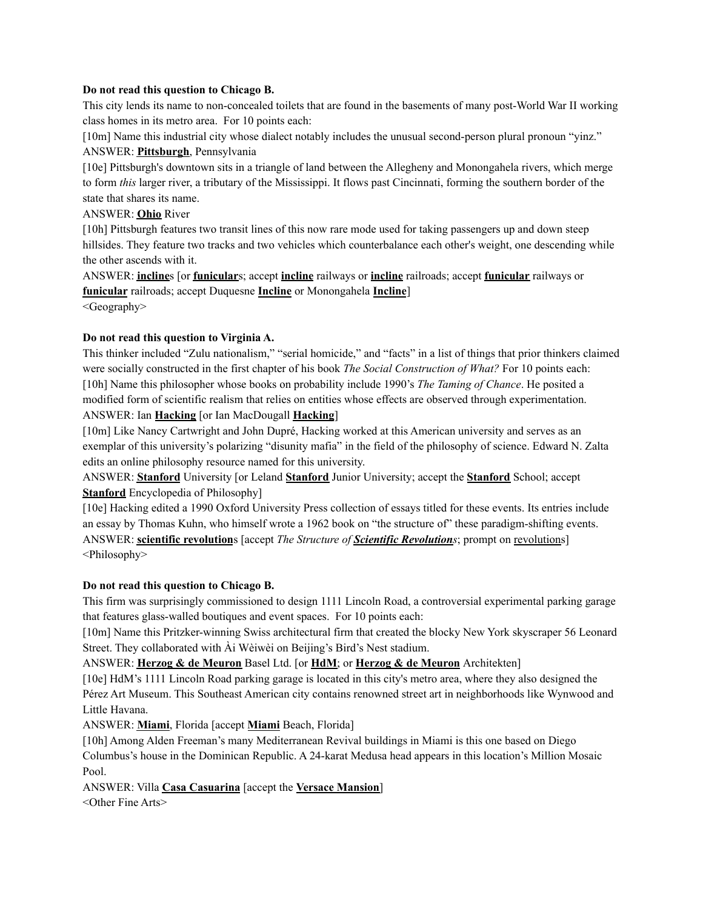**Do not read this question to Chicago B.**

This city lends its name to non-concealed toilets that are found in the basements of many post-World War II working class homes in its metro area. For 10 points each:

[10m] Name this industrial city whose dialect notably includes the unusual second-person plural pronoun "yinz."

ANSWER: **<u>Pittsburgh</u>**, Pennsylvania

[10e] Pittsburgh's downtown sits in a triangle of land between the Allegheny and Monongahela rivers, which merge to form *this* larger river, a tributary of the Mississippi. It flows past Cincinnati, forming the southern border of the state that shares its name.

ANSWER: **<u>Ohio</u>** River

[10h] Pittsburgh features two transit lines of this now rare mode used for taking passengers up and down steep hillsides. They feature two tracks and two vehicles which counterbalance each other's weight, one descending while the other ascends with it.

ANSWER: **<u>incline</u>**s [or **<u>funicular</u>**s; accept **<u>incline</u>** railways or **<u>incline</u>** railroads; accept **<u>funicular</u>** railways or **<u>funicular</u>** railroads; accept Duquesne **<u>Incline</u>** or Monongahela **<u>Incline</u>**]

<Geography>

**Do not read this question to Virginia A.**

This thinker included "Zulu nationalism," "serial homicide," and "facts" in a list of things that prior thinkers claimed were socially constructed in the first chapter of his book *The Social Construction of What?* For 10 points each:

[10h] Name this philosopher whose books on probability include 1990's *The Taming of Chance*. He posited a modified form of scientific realism that relies on entities whose effects are observed through experimentation.

ANSWER: Ian **<u>Hacking</u>** [or Ian MacDougall **<u>Hacking</u>**]

[10m] Like Nancy Cartwright and John Dupré, Hacking worked at this American university and serves as an exemplar of this university's polarizing "disunity mafia" in the field of the philosophy of science. Edward N. Zalta edits an online philosophy resource named for this university.

ANSWER: **<u>Stanford</u>** University [or Leland **<u>Stanford</u>** Junior University; accept the **<u>Stanford</u>** School; accept **<u>Stanford</u>** Encyclopedia of Philosophy]

[10e] Hacking edited a 1990 Oxford University Press collection of essays titled for these events. Its entries include an essay by Thomas Kuhn, who himself wrote a 1962 book on "the structure of" these paradigm-shifting events.

ANSWER: **<u>scientific revolution</u>**s [accept *The Structure of* ***<u>Scientific Revolution</u>****s*; prompt on <u>revolution</u>s]

<Philosophy>

**Do not read this question to Chicago B.**

This firm was surprisingly commissioned to design 1111 Lincoln Road, a controversial experimental parking garage that features glass-walled boutiques and event spaces. For 10 points each:

[10m] Name this Pritzker-winning Swiss architectural firm that created the blocky New York skyscraper 56 Leonard Street. They collaborated with Ài Wèiwèi on Beijing's Bird's Nest stadium.

ANSWER: **<u>Herzog & de Meuron</u>** Basel Ltd. [or **<u>HdM</u>**; or **<u>Herzog & de Meuron</u>** Architekten]

[10e] HdM's 1111 Lincoln Road parking garage is located in this city's metro area, where they also designed the Pérez Art Museum. This Southeast American city contains renowned street art in neighborhoods like Wynwood and Little Havana.

ANSWER: **<u>Miami</u>**, Florida [accept **<u>Miami</u>** Beach, Florida]

[10h] Among Alden Freeman's many Mediterranean Revival buildings in Miami is this one based on Diego Columbus's house in the Dominican Republic. A 24-karat Medusa head appears in this location's Million Mosaic Pool.

ANSWER: Villa **<u>Casa Casuarina</u>** [accept the **<u>Versace Mansion</u>**]

<Other Fine Arts>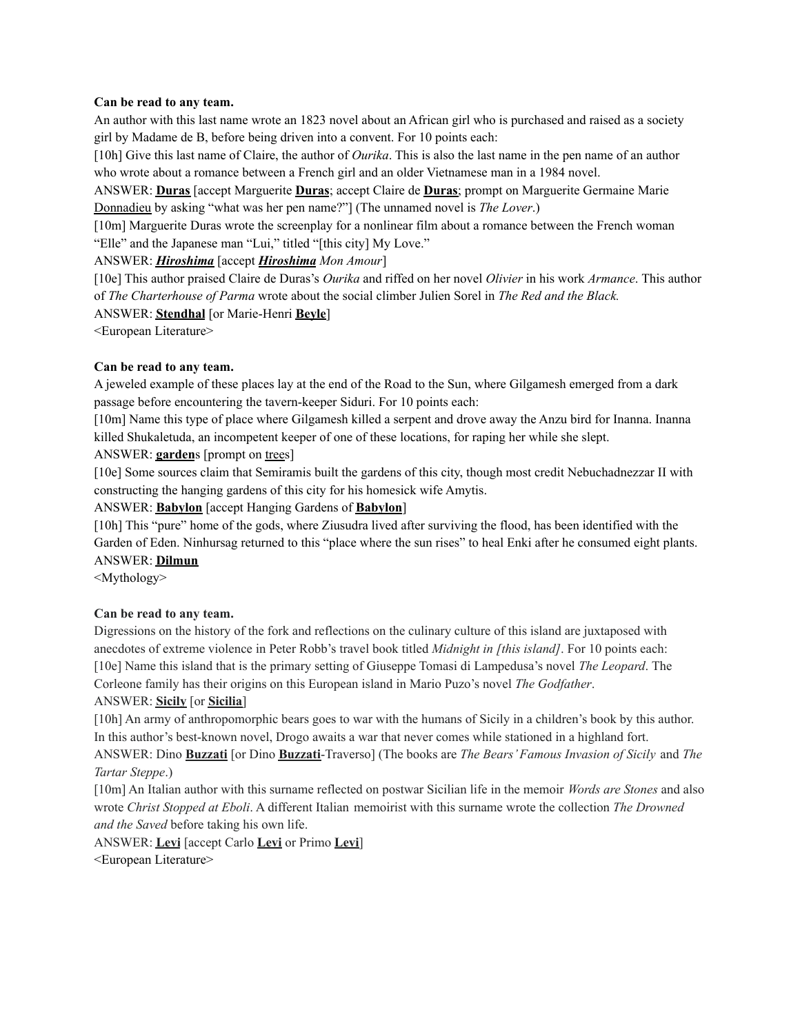**Can be read to any team.**

An author with this last name wrote an 1823 novel about an African girl who is purchased and raised as a society girl by Madame de B, before being driven into a convent. For 10 points each:

[10h] Give this last name of Claire, the author of *Ourika*. This is also the last name in the pen name of an author who wrote about a romance between a French girl and an older Vietnamese man in a 1984 novel.

ANSWER: **Duras** [accept Marguerite **Duras**; accept Claire de **Duras**; prompt on Marguerite Germaine Marie Donnadieu by asking "what was her pen name?"] (The unnamed novel is *The Lover*.)

[10m] Marguerite Duras wrote the screenplay for a nonlinear film about a romance between the French woman "Elle" and the Japanese man "Lui," titled "[this city] My Love."

ANSWER: ***Hiroshima*** [accept ***Hiroshima*** *Mon Amour*]

[10e] This author praised Claire de Duras's *Ourika* and riffed on her novel *Olivier* in his work *Armance*. This author of *The Charterhouse of Parma* wrote about the social climber Julien Sorel in *The Red and the Black.*

ANSWER: **Stendhal** [or Marie-Henri **Beyle**]

<European Literature>

**Can be read to any team.**

A jeweled example of these places lay at the end of the Road to the Sun, where Gilgamesh emerged from a dark passage before encountering the tavern-keeper Siduri. For 10 points each:

[10m] Name this type of place where Gilgamesh killed a serpent and drove away the Anzu bird for Inanna. Inanna killed Shukaletuda, an incompetent keeper of one of these locations, for raping her while she slept.

ANSWER: **garden**s [prompt on trees]

[10e] Some sources claim that Semiramis built the gardens of this city, though most credit Nebuchadnezzar II with constructing the hanging gardens of this city for his homesick wife Amytis.

ANSWER: **Babylon** [accept Hanging Gardens of **Babylon**]

[10h] This "pure" home of the gods, where Ziusudra lived after surviving the flood, has been identified with the Garden of Eden. Ninhursag returned to this "place where the sun rises" to heal Enki after he consumed eight plants.

ANSWER: **Dilmun**

<Mythology>

**Can be read to any team.**

Digressions on the history of the fork and reflections on the culinary culture of this island are juxtaposed with anecdotes of extreme violence in Peter Robb's travel book titled *Midnight in [this island]*. For 10 points each:

[10e] Name this island that is the primary setting of Giuseppe Tomasi di Lampedusa's novel *The Leopard*. The Corleone family has their origins on this European island in Mario Puzo's novel *The Godfather*.

ANSWER: **Sicily** [or **Sicilia**]

[10h] An army of anthropomorphic bears goes to war with the humans of Sicily in a children's book by this author. In this author's best-known novel, Drogo awaits a war that never comes while stationed in a highland fort.

ANSWER: Dino **Buzzati** [or Dino **Buzzati**-Traverso] (The books are *The Bears' Famous Invasion of Sicily* and *The Tartar Steppe*.)

[10m] An Italian author with this surname reflected on postwar Sicilian life in the memoir *Words are Stones* and also wrote *Christ Stopped at Eboli*. A different Italian memoirist with this surname wrote the collection *The Drowned and the Saved* before taking his own life.

ANSWER: **Levi** [accept Carlo **Levi** or Primo **Levi**]

<European Literature>